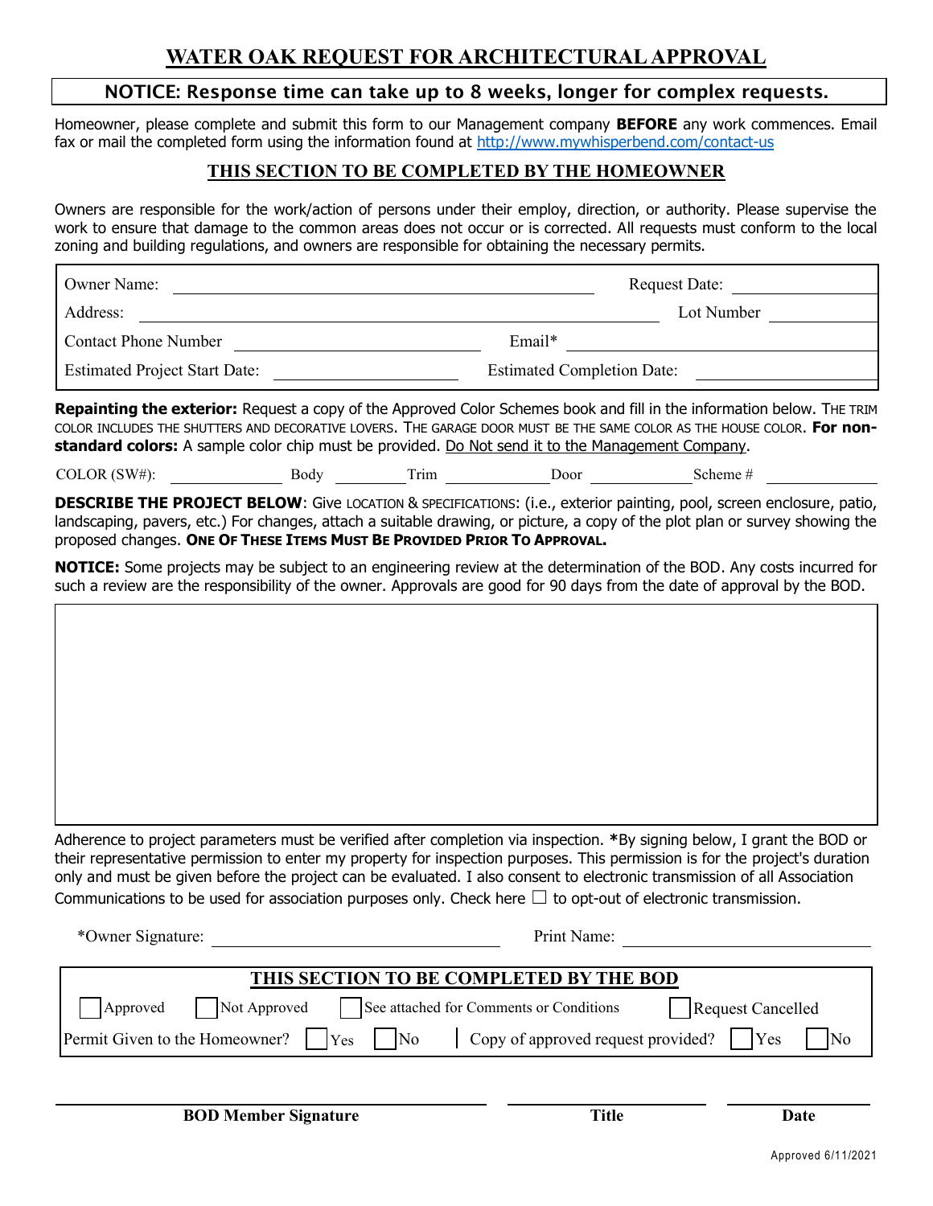# WATER OAK REQUEST FOR ARCHITECTURAL APPROVAL

**NOTICE: Response time can take up to 8 weeks, longer for complex requests.**

Homeowner, please complete and submit this form to our Management company **BEFORE** any work commences. Email fax or mail the completed form using the information found at http://www.mywhisperbend.com/contact-us

## THIS SECTION TO BE COMPLETED BY THE HOMEOWNER

Owners are responsible for the work/action of persons under their employ, direction, or authority. Please supervise the work to ensure that damage to the common areas does not occur or is corrected. All requests must conform to the local zoning and building regulations, and owners are responsible for obtaining the necessary permits.

Owner Name: ______________________ Request Date: __________

Address: ______________________ Lot Number __________

Contact Phone Number __________ Email* __________

Estimated Project Start Date: __________ Estimated Completion Date: __________

**Repainting the exterior:** Request a copy of the Approved Color Schemes book and fill in the information below. THE TRIM COLOR INCLUDES THE SHUTTERS AND DECORATIVE LOVERS. THE GARAGE DOOR MUST BE THE SAME COLOR AS THE HOUSE COLOR. **For non-standard colors:** A sample color chip must be provided. Do Not send it to the Management Company.

COLOR (SW#): __________ Body __________ Trim __________ Door __________ Scheme # __________

**DESCRIBE THE PROJECT BELOW**: Give LOCATION & SPECIFICATIONS: (i.e., exterior painting, pool, screen enclosure, patio, landscaping, pavers, etc.) For changes, attach a suitable drawing, or picture, a copy of the plot plan or survey showing the proposed changes. **ONE OF THESE ITEMS MUST BE PROVIDED PRIOR TO APPROVAL.**

**NOTICE:** Some projects may be subject to an engineering review at the determination of the BOD. Any costs incurred for such a review are the responsibility of the owner. Approvals are good for 90 days from the date of approval by the BOD.

Adherence to project parameters must be verified after completion via inspection. ***By signing below, I grant the BOD or their representative permission to enter my property for inspection purposes. This permission is for the project's duration only and must be given before the project can be evaluated. I also consent to electronic transmission of all Association Communications to be used for association purposes only. Check here ☐ to opt-out of electronic transmission.

*Owner Signature: ______________________ Print Name: ______________________

## THIS SECTION TO BE COMPLETED BY THE BOD

☐ Approved ☐ Not Approved ☐ See attached for Comments or Conditions ☐ Request Cancelled

Permit Given to the Homeowner? ☐ Yes ☐ No | Copy of approved request provided? ☐ Yes ☐ No

______________________ ______________ __________

**BOD Member Signature** **Title** **Date**

Approved 6/11/2021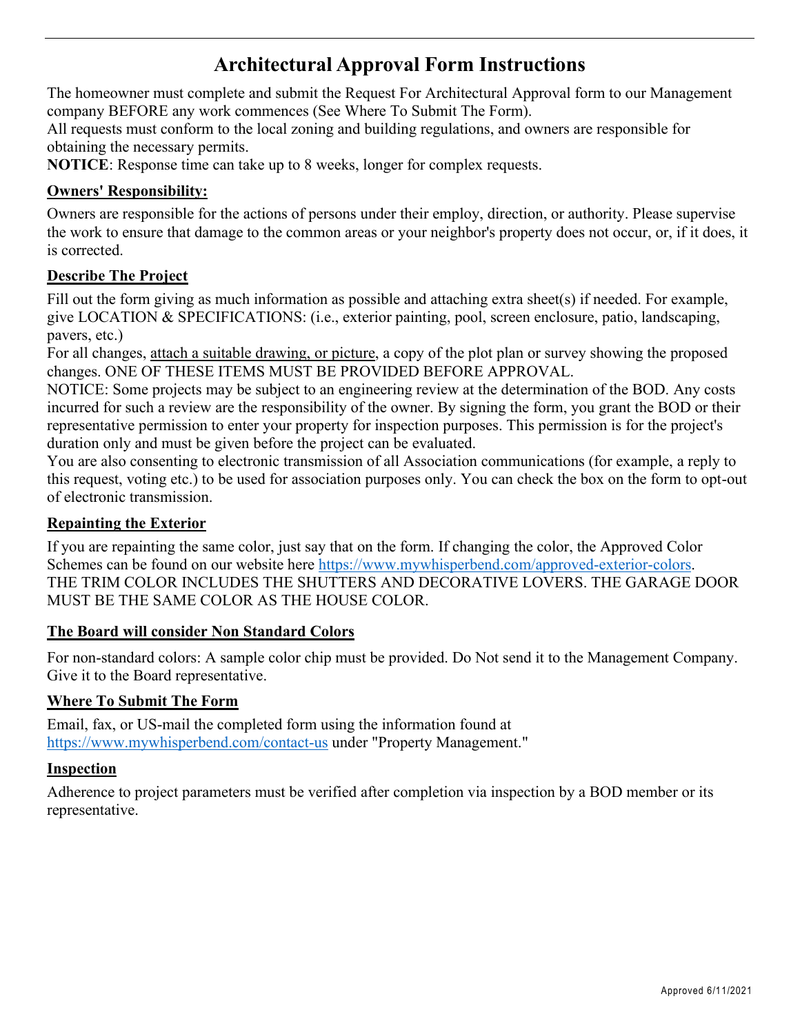# Architectural Approval Form Instructions

The homeowner must complete and submit the Request For Architectural Approval form to our Management company BEFORE any work commences (See Where To Submit The Form).
All requests must conform to the local zoning and building regulations, and owners are responsible for obtaining the necessary permits.
**NOTICE**: Response time can take up to 8 weeks, longer for complex requests.

## Owners' Responsibility:

Owners are responsible for the actions of persons under their employ, direction, or authority. Please supervise the work to ensure that damage to the common areas or your neighbor's property does not occur, or, if it does, it is corrected.

## Describe The Project

Fill out the form giving as much information as possible and attaching extra sheet(s) if needed. For example, give LOCATION & SPECIFICATIONS: (i.e., exterior painting, pool, screen enclosure, patio, landscaping, pavers, etc.)
For all changes, attach a suitable drawing, or picture, a copy of the plot plan or survey showing the proposed changes. ONE OF THESE ITEMS MUST BE PROVIDED BEFORE APPROVAL.
NOTICE: Some projects may be subject to an engineering review at the determination of the BOD. Any costs incurred for such a review are the responsibility of the owner. By signing the form, you grant the BOD or their representative permission to enter your property for inspection purposes. This permission is for the project's duration only and must be given before the project can be evaluated.
You are also consenting to electronic transmission of all Association communications (for example, a reply to this request, voting etc.) to be used for association purposes only. You can check the box on the form to opt-out of electronic transmission.

## Repainting the Exterior

If you are repainting the same color, just say that on the form. If changing the color, the Approved Color Schemes can be found on our website here https://www.mywhisperbend.com/approved-exterior-colors.
THE TRIM COLOR INCLUDES THE SHUTTERS AND DECORATIVE LOVERS. THE GARAGE DOOR MUST BE THE SAME COLOR AS THE HOUSE COLOR.

## The Board will consider Non Standard Colors

For non-standard colors: A sample color chip must be provided. Do Not send it to the Management Company. Give it to the Board representative.

## Where To Submit The Form

Email, fax, or US-mail the completed form using the information found at https://www.mywhisperbend.com/contact-us under "Property Management."

## Inspection

Adherence to project parameters must be verified after completion via inspection by a BOD member or its representative.

Approved 6/11/2021